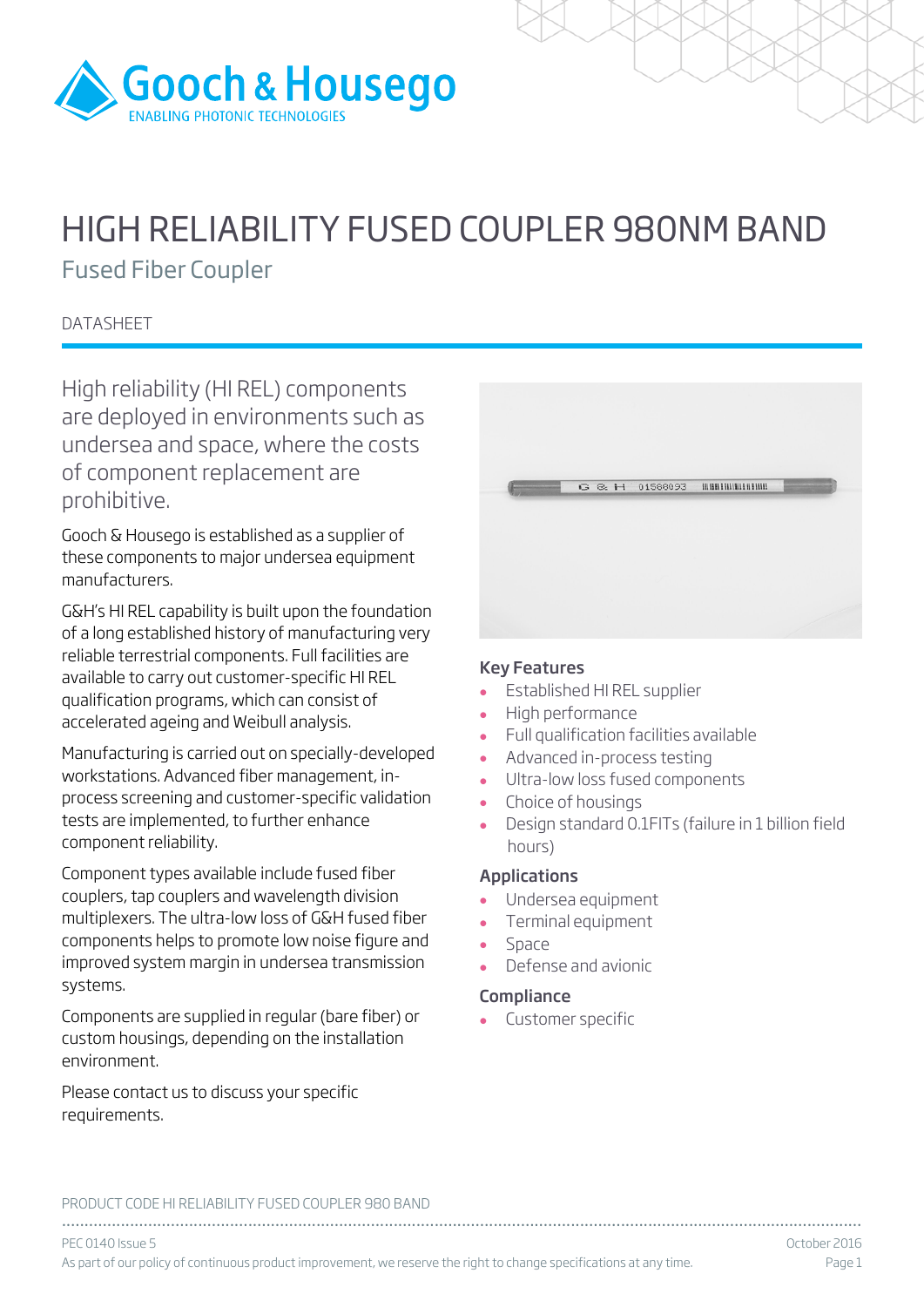# HIGH RELIABILITY FUSED COUPLER 980NM BAND

## Fused Fiber Coupler

DATASHEET

High reliability (HI REL) components are deployed in environments such as undersea and space, where the costs of component replacement are prohibitive.

Gooch & Housego is established as a supplier of these components to major undersea equipment manufacturers.

G&H's HI REL capability is built upon the foundation of a long established history of manufacturing very reliable terrestrial components. Full facilities are available to carry out customer-specific HI REL qualification programs, which can consist of accelerated ageing and Weibull analysis.

Manufacturing is carried out on specially-developed workstations. Advanced fiber management, in-process screening and customer-specific validation tests are implemented, to further enhance component reliability.

Component types available include fused fiber couplers, tap couplers and wavelength division multiplexers. The ultra-low loss of G&H fused fiber components helps to promote low noise figure and improved system margin in undersea transmission systems.

Components are supplied in regular (bare fiber) or custom housings, depending on the installation environment.

Please contact us to discuss your specific requirements.

### Key Features

- Established HI REL supplier
- High performance
- Full qualification facilities available
- Advanced in-process testing
- Ultra-low loss fused components
- Choice of housings
- Design standard 0.1FITs (failure in 1 billion field hours)

### Applications

- Undersea equipment
- Terminal equipment
- Space
- Defense and avionic

### Compliance

- Customer specific

PRODUCT CODE HI RELIABILITY FUSED COUPLER 980 BAND

PEC 0140 Issue 5

October 2016

As part of our policy of continuous product improvement, we reserve the right to change specifications at any time.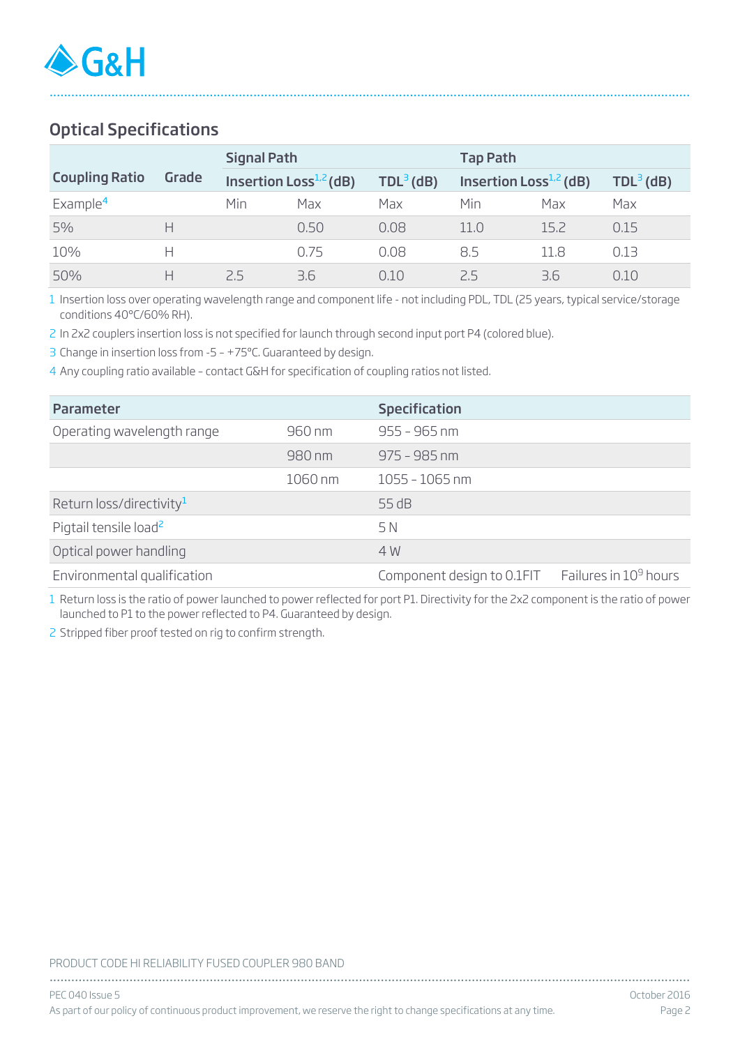## Optical Specifications

| Coupling Ratio | Grade | Signal Path | | | Tap Path | | |
|---|---|---|---|---|---|---|---|
| | | Insertion Loss[1,2] (dB) | | TDL[3] (dB) | Insertion Loss[1,2] (dB) | | TDL[3] (dB) |
| Example[4] | | Min | Max | Max | Min | Max | Max |
| 5% | H | | 0.50 | 0.08 | 11.0 | 15.2 | 0.15 |
| 10% | H | | 0.75 | 0.08 | 8.5 | 11.8 | 0.13 |
| 50% | H | 2.5 | 3.6 | 0.10 | 2.5 | 3.6 | 0.10 |

1 Insertion loss over operating wavelength range and component life - not including PDL, TDL (25 years, typical service/storage conditions 40°C/60% RH).

2 In 2x2 couplers insertion loss is not specified for launch through second input port P4 (colored blue).

3 Change in insertion loss from -5 – +75°C. Guaranteed by design.

4 Any coupling ratio available – contact G&H for specification of coupling ratios not listed.

| Parameter | | Specification | |
|---|---|---|---|
| Operating wavelength range | 960 nm | 955 - 965 nm | |
| | 980 nm | 975 - 985 nm | |
| | 1060 nm | 1055 - 1065 nm | |
| Return loss/directivity[1] | | 55 dB | |
| Pigtail tensile load[2] | | 5 N | |
| Optical power handling | | 4 W | |
| Environmental qualification | | Component design to 0.1FIT | Failures in $10^9$ hours |

1 Return loss is the ratio of power launched to power reflected for port P1. Directivity for the 2x2 component is the ratio of power launched to P1 to the power reflected to P4. Guaranteed by design.

2 Stripped fiber proof tested on rig to confirm strength.

PRODUCT CODE HI RELIABILITY FUSED COUPLER 980 BAND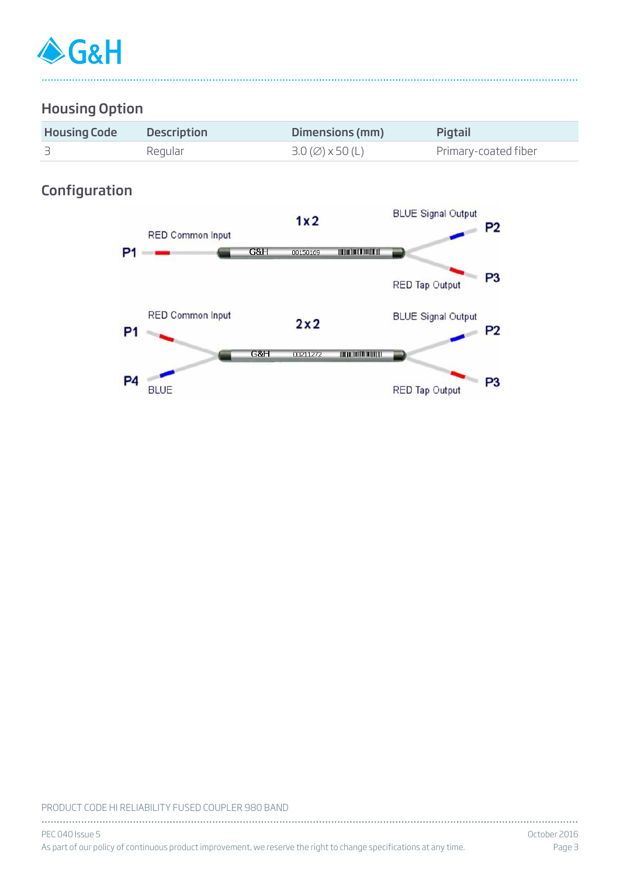## Housing Option

| Housing Code | Description | Dimensions (mm) | Pigtail |
|---|---|---|---|
| 3 | Regular | 3.0 (∅) x 50 (L) | Primary-coated fiber |

## Configuration

1x2

P1 RED Common Input

P2 BLUE Signal Output

P3 RED Tap Output

2x2

P1 RED Common Input

P4 BLUE

P2 BLUE Signal Output

P3 RED Tap Output

PRODUCT CODE HI RELIABILITY FUSED COUPLER 980 BAND

PEC 040 Issue 5 — October 2016

As part of our policy of continuous product improvement, we reserve the right to change specifications at any time.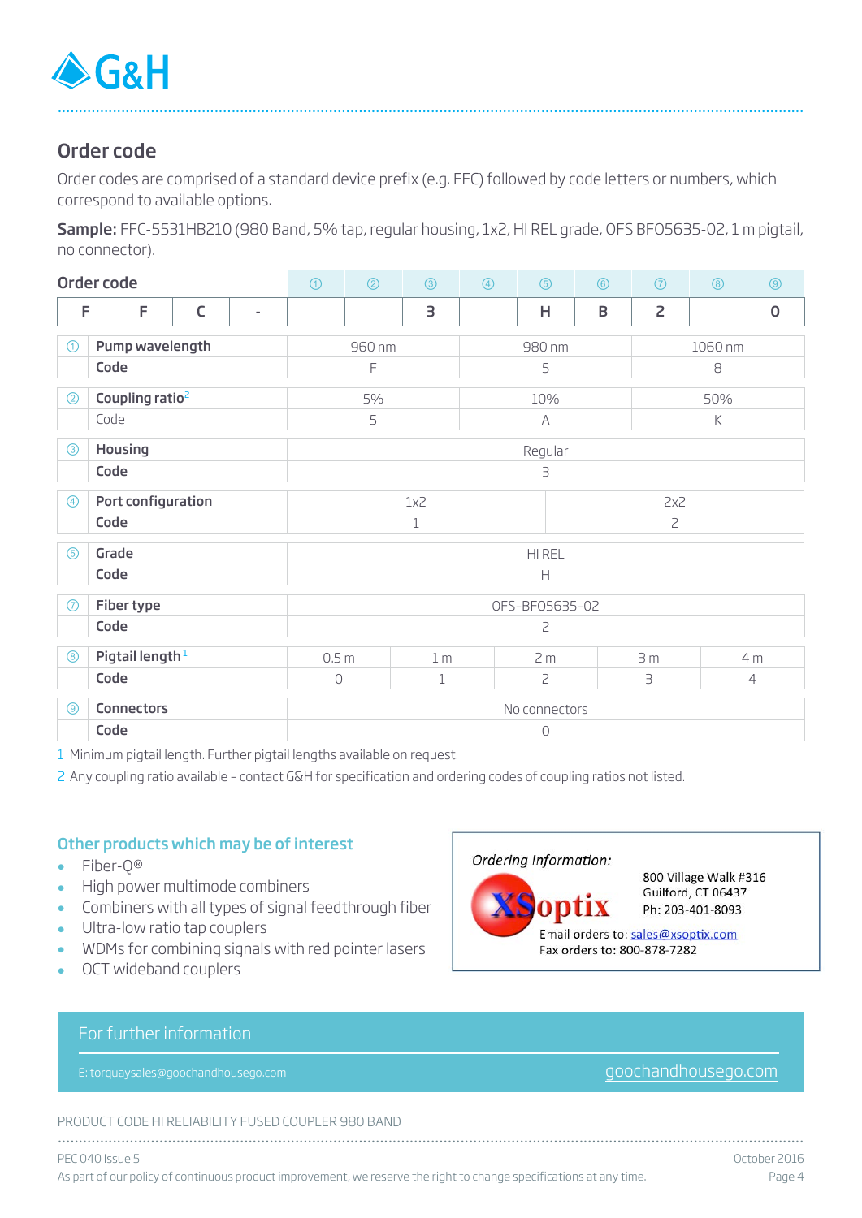## Order code

Order codes are comprised of a standard device prefix (e.g. FFC) followed by code letters or numbers, which correspond to available options.

**Sample:** FFC-5531HB210 (980 Band, 5% tap, regular housing, 1x2, HI REL grade, OFS BF05635-02, 1 m pigtail, no connector).

**Order code**

| | | | | ① | ② | ③ | ④ | ⑤ | ⑥ | ⑦ | ⑧ | ⑨ |
|---|---|---|---|---|---|---|---|---|---|---|---|---|
| F | F | C | - | | | 3 | | H | B | 2 | | 0 |

| | | | | |
|---|---|---|---|---|
| ① | **Pump wavelength** | 960 nm | 980 nm | 1060 nm |
| | **Code** | F | 5 | 8 |

| | | | | |
|---|---|---|---|---|
| ② | **Coupling ratio**[2] | 5% | 10% | 50% |
| | Code | 5 | A | K |

| | | |
|---|---|---|
| ③ | **Housing** | Regular |
| | **Code** | 3 |

| | | | |
|---|---|---|---|
| ④ | **Port configuration** | 1x2 | 2x2 |
| | **Code** | 1 | 2 |

| | | |
|---|---|---|
| ⑤ | **Grade** | HI REL |
| | **Code** | H |

| | | |
|---|---|---|
| ⑦ | **Fiber type** | OFS-BF05635-02 |
| | **Code** | 2 |

| | | | | | | |
|---|---|---|---|---|---|---|
| ⑧ | **Pigtail length**[1] | 0.5 m | 1 m | 2 m | 3 m | 4 m |
| | **Code** | 0 | 1 | 2 | 3 | 4 |

| | | |
|---|---|---|
| ⑨ | **Connectors** | No connectors |
| | **Code** | 0 |

1 Minimum pigtail length. Further pigtail lengths available on request.

2 Any coupling ratio available – contact G&H for specification and ordering codes of coupling ratios not listed.

### Other products which may be of interest

- Fiber-Q®
- High power multimode combiners
- Combiners with all types of signal feedthrough fiber
- Ultra-low ratio tap couplers
- WDMs for combining signals with red pointer lasers
- OCT wideband couplers

*Ordering Information:*

XSoptix

800 Village Walk #316
Guilford, CT 06437
Ph: 203-401-8093

Email orders to: sales@xsoptix.com
Fax orders to: 800-878-7282

### For further information

E: torquaysales@goochandhousego.com

goochandhousego.com

PRODUCT CODE HI RELIABILITY FUSED COUPLER 980 BAND

PEC 040 Issue 5

October 2016

As part of our policy of continuous product improvement, we reserve the right to change specifications at any time.